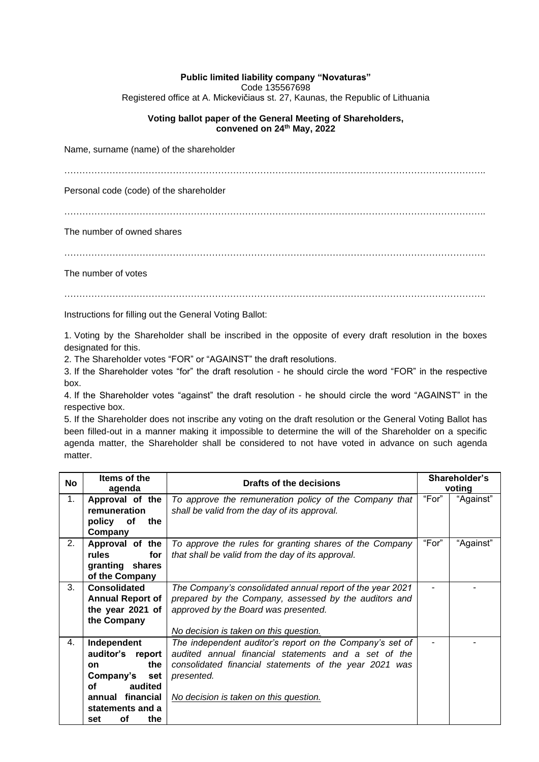**Public limited liability company "Novaturas"**
Code 135567698
Registered office at A. Mickevičiaus st. 27, Kaunas, the Republic of Lithuania

**Voting ballot paper of the General Meeting of Shareholders, convened on 24th May, 2022**

Name, surname (name) of the shareholder

……………………………………………………………………………………………………………………….

Personal code (code) of the shareholder

……………………………………………………………………………………………………………………….

The number of owned shares

……………………………………………………………………………………………………………………….

The number of votes

……………………………………………………………………………………………………………………….

Instructions for filling out the General Voting Ballot:

1. Voting by the Shareholder shall be inscribed in the opposite of every draft resolution in the boxes designated for this.
2. The Shareholder votes "FOR" or "AGAINST" the draft resolutions.
3. If the Shareholder votes "for" the draft resolution - he should circle the word "FOR" in the respective box.
4. If the Shareholder votes "against" the draft resolution - he should circle the word "AGAINST" in the respective box.
5. If the Shareholder does not inscribe any voting on the draft resolution or the General Voting Ballot has been filled-out in a manner making it impossible to determine the will of the Shareholder on a specific agenda matter, the Shareholder shall be considered to not have voted in advance on such agenda matter.

| No | Items of the agenda | Drafts of the decisions | Shareholder's voting | |
|---|---|---|---|---|
| 1. | **Approval of the remuneration policy of the Company** | *To approve the remuneration policy of the Company that shall be valid from the day of its approval.* | "For" | "Against" |
| 2. | **Approval of the rules for granting shares of the Company** | *To approve the rules for granting shares of the Company that shall be valid from the day of its approval.* | "For" | "Against" |
| 3. | **Consolidated Annual Report of the year 2021 of the Company** | *The Company's consolidated annual report of the year 2021 prepared by the Company, assessed by the auditors and approved by the Board was presented.*<br><br>*No decision is taken on this question.* | - | - |
| 4. | **Independent auditor's report on the Company's set of audited annual financial statements and a set of the** | *The independent auditor's report on the Company's set of audited annual financial statements and a set of the consolidated financial statements of the year 2021 was presented.*<br><br>*No decision is taken on this question.* | - | - |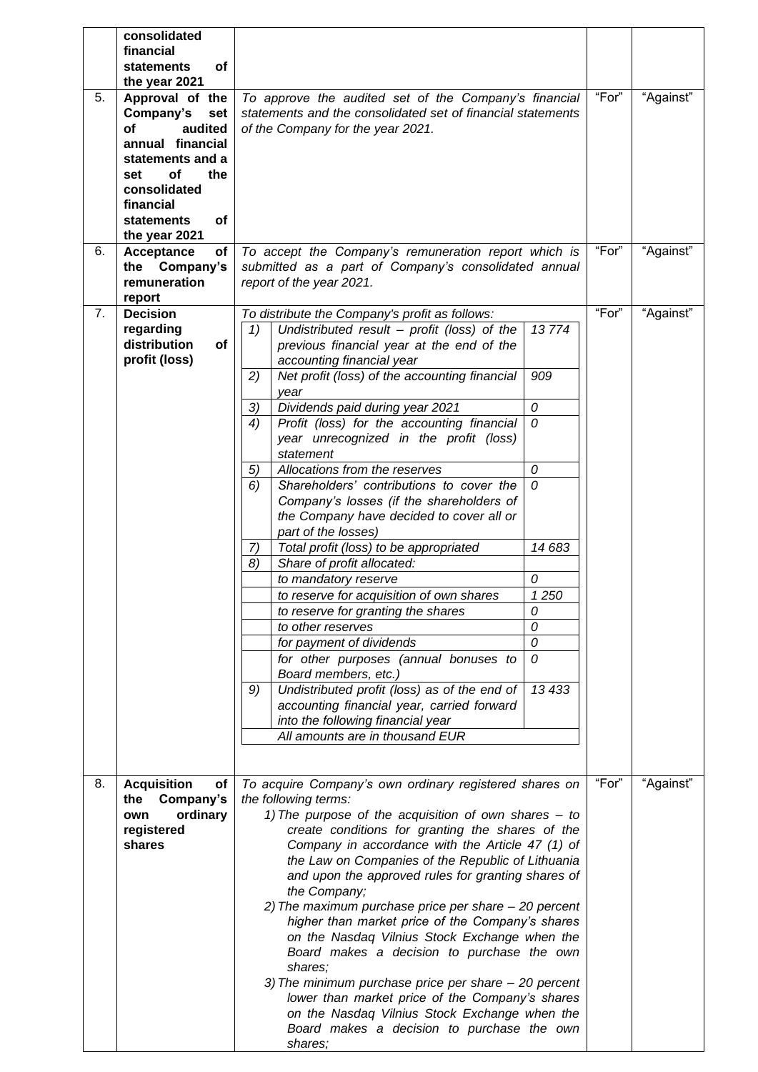|  | consolidated financial statements of the year 2021 |  |  |  |
|---|---|---|---|---|
| 5. | **Approval of the Company's set of audited annual financial statements and a set of the consolidated financial statements of the year 2021** | *To approve the audited set of the Company's financial statements and the consolidated set of financial statements of the Company for the year 2021.* | "For" | "Against" |
| 6. | **Acceptance of the Company's remuneration report** | *To accept the Company's remuneration report which is submitted as a part of Company's consolidated annual report of the year 2021.* | "For" | "Against" |
| 7. | **Decision regarding distribution of profit (loss)** | *To distribute the Company's profit as follows:* (see table below) | "For" | "Against" |
| 8. | **Acquisition of the Company's own ordinary registered shares** | *To acquire Company's own ordinary registered shares on the following terms:*<br>*1) The purpose of the acquisition of own shares – to create conditions for granting the shares of the Company in accordance with the Article 47 (1) of the Law on Companies of the Republic of Lithuania and upon the approved rules for granting shares of the Company;*<br>*2) The maximum purchase price per share – 20 percent higher than market price of the Company's shares on the Nasdaq Vilnius Stock Exchange when the Board makes a decision to purchase the own shares;*<br>*3) The minimum purchase price per share – 20 percent lower than market price of the Company's shares on the Nasdaq Vilnius Stock Exchange when the Board makes a decision to purchase the own shares;* | "For" | "Against" |

Distribution of profit (item 7):

| | | |
|---|---|---|
| *1)* | *Undistributed result – profit (loss) of the previous financial year at the end of the accounting financial year* | *13 774* |
| *2)* | *Net profit (loss) of the accounting financial year* | *909* |
| *3)* | *Dividends paid during year 2021* | *0* |
| *4)* | *Profit (loss) for the accounting financial year unrecognized in the profit (loss) statement* | *0* |
| *5)* | *Allocations from the reserves* | *0* |
| *6)* | *Shareholders' contributions to cover the Company's losses (if the shareholders of the Company have decided to cover all or part of the losses)* | *0* |
| *7)* | *Total profit (loss) to be appropriated* | *14 683* |
| *8)* | *Share of profit allocated:* | |
| | *to mandatory reserve* | *0* |
| | *to reserve for acquisition of own shares* | *1 250* |
| | *to reserve for granting the shares* | *0* |
| | *to other reserves* | *0* |
| | *for payment of dividends* | *0* |
| | *for other purposes (annual bonuses to Board members, etc.)* | *0* |
| *9)* | *Undistributed profit (loss) as of the end of accounting financial year, carried forward into the following financial year* | *13 433* |
| | *All amounts are in thousand EUR* | |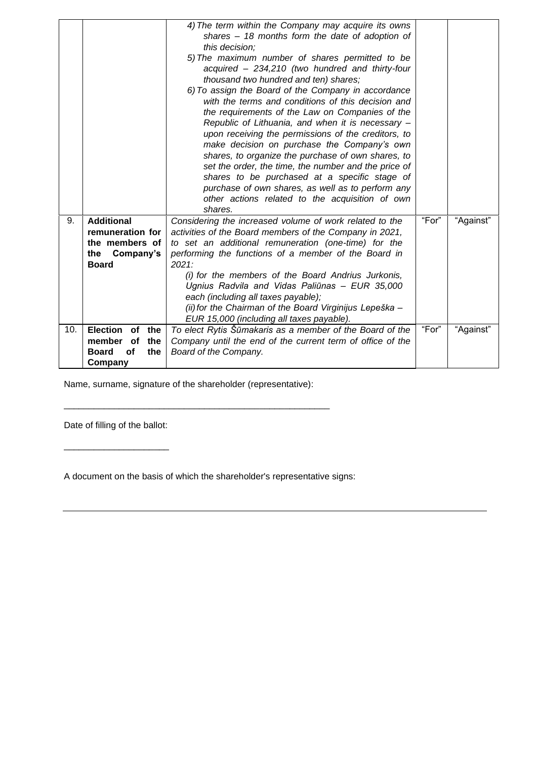| | | | | |
|---|---|---|---|---|
| | | *4) The term within the Company may acquire its owns shares – 18 months form the date of adoption of this decision;*<br>*5) The maximum number of shares permitted to be acquired – 234,210 (two hundred and thirty-four thousand two hundred and ten) shares;*<br>*6) To assign the Board of the Company in accordance with the terms and conditions of this decision and the requirements of the Law on Companies of the Republic of Lithuania, and when it is necessary – upon receiving the permissions of the creditors, to make decision on purchase the Company's own shares, to organize the purchase of own shares, to set the order, the time, the number and the price of shares to be purchased at a specific stage of purchase of own shares, as well as to perform any other actions related to the acquisition of own shares.* | | |
| 9. | **Additional remuneration for the members of the Company's Board** | *Considering the increased volume of work related to the activities of the Board members of the Company in 2021, to set an additional remuneration (one-time) for the performing the functions of a member of the Board in 2021:*<br>*(i) for the members of the Board Andrius Jurkonis, Ugnius Radvila and Vidas Paliūnas – EUR 35,000 each (including all taxes payable);*<br>*(ii) for the Chairman of the Board Virginijus Lepeška – EUR 15,000 (including all taxes payable).* | "For" | "Against" |
| 10. | **Election of the member of the Board of the Company** | *To elect Rytis Šūmakaris as a member of the Board of the Company until the end of the current term of office of the Board of the Company.* | "For" | "Against" |

Name, surname, signature of the shareholder (representative):

\_\_\_\_\_\_\_\_\_\_\_\_\_\_\_\_\_\_\_\_\_\_\_\_\_\_\_\_\_\_\_\_\_\_\_\_\_\_\_\_\_\_\_\_\_\_\_\_\_\_\_\_\_\_

Date of filling of the ballot:

\_\_\_\_\_\_\_\_\_\_\_\_\_\_\_\_\_\_\_\_\_

A document on the basis of which the shareholder's representative signs:

\_\_\_\_\_\_\_\_\_\_\_\_\_\_\_\_\_\_\_\_\_\_\_\_\_\_\_\_\_\_\_\_\_\_\_\_\_\_\_\_\_\_\_\_\_\_\_\_\_\_\_\_\_\_\_\_\_\_\_\_\_\_\_\_\_\_\_\_\_\_\_\_\_\_\_\_\_\_\_\_